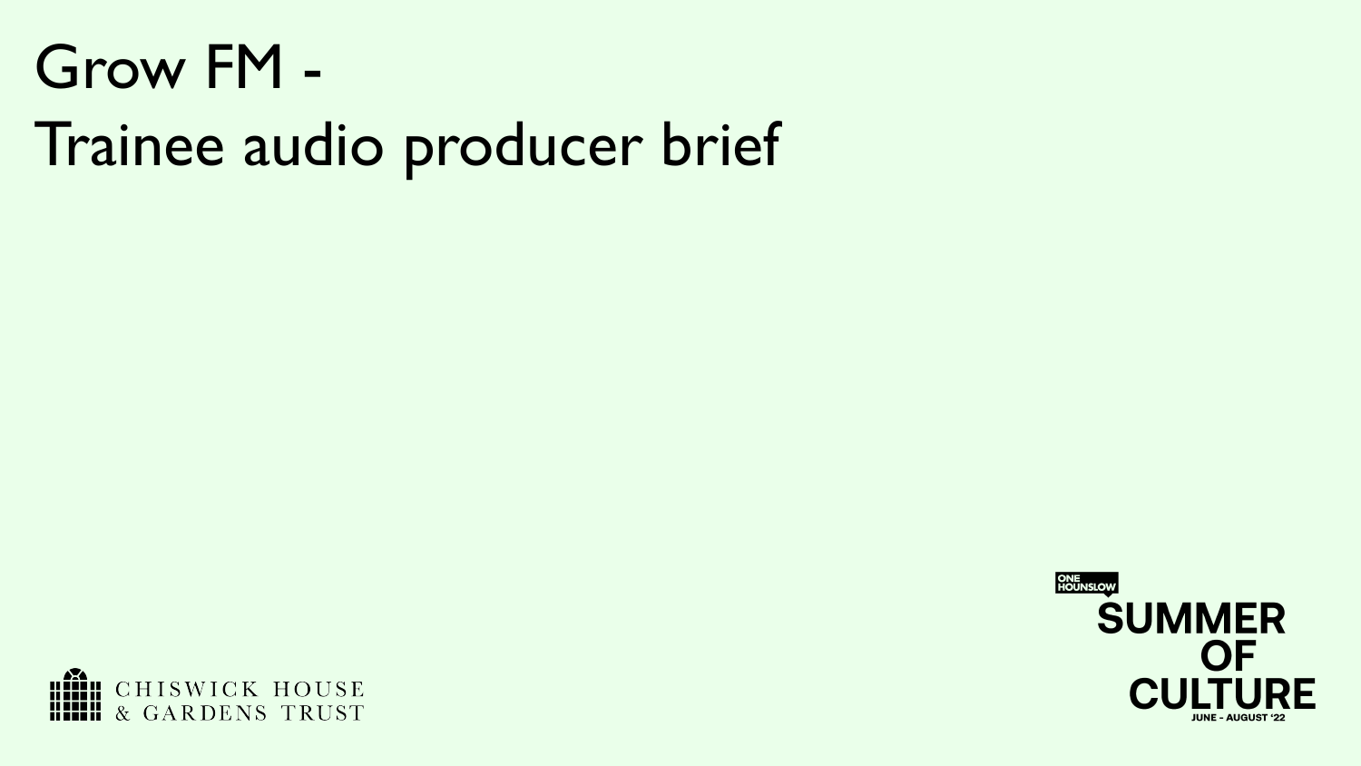# Grow FM - Trainee audio producer brief

CHISWICK HOUSE & GARDENS TRUST

ONE HOUNSLOW

SUMMER OF CULTURE

JUNE - AUGUST '22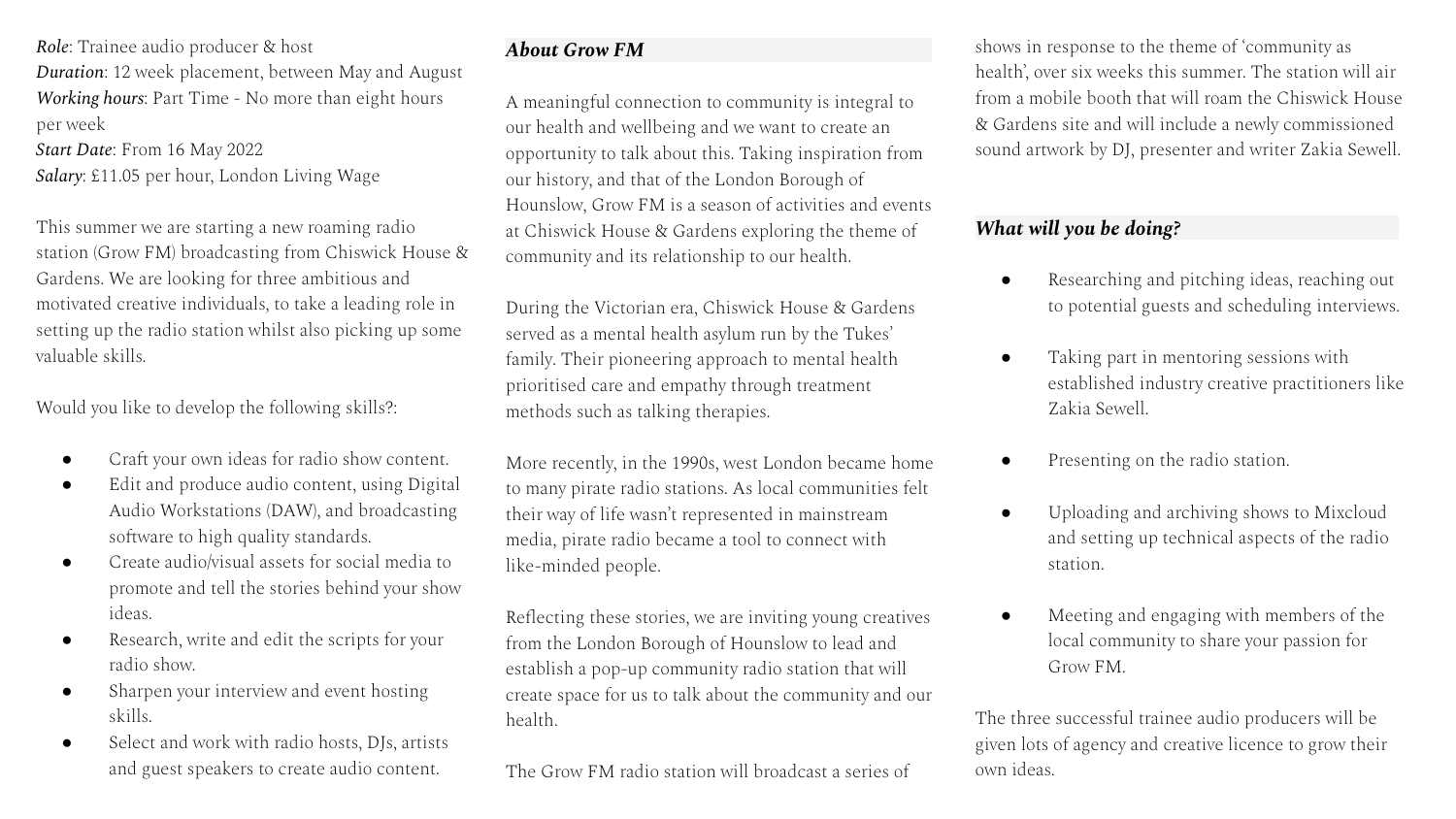*Role*: Trainee audio producer & host
*Duration*: 12 week placement, between May and August
*Working hours*: Part Time - No more than eight hours per week
*Start Date*: From 16 May 2022
*Salary*: £11.05 per hour, London Living Wage

This summer we are starting a new roaming radio station (Grow FM) broadcasting from Chiswick House & Gardens. We are looking for three ambitious and motivated creative individuals, to take a leading role in setting up the radio station whilst also picking up some valuable skills.

Would you like to develop the following skills?:

- Craft your own ideas for radio show content.
- Edit and produce audio content, using Digital Audio Workstations (DAW), and broadcasting software to high quality standards.
- Create audio/visual assets for social media to promote and tell the stories behind your show ideas.
- Research, write and edit the scripts for your radio show.
- Sharpen your interview and event hosting skills.
- Select and work with radio hosts, DJs, artists and guest speakers to create audio content.

### *About Grow FM*

A meaningful connection to community is integral to our health and wellbeing and we want to create an opportunity to talk about this. Taking inspiration from our history, and that of the London Borough of Hounslow, Grow FM is a season of activities and events at Chiswick House & Gardens exploring the theme of community and its relationship to our health.

During the Victorian era, Chiswick House & Gardens served as a mental health asylum run by the Tukes' family. Their pioneering approach to mental health prioritised care and empathy through treatment methods such as talking therapies.

More recently, in the 1990s, west London became home to many pirate radio stations. As local communities felt their way of life wasn't represented in mainstream media, pirate radio became a tool to connect with like-minded people.

Reflecting these stories, we are inviting young creatives from the London Borough of Hounslow to lead and establish a pop-up community radio station that will create space for us to talk about the community and our health.

The Grow FM radio station will broadcast a series of shows in response to the theme of 'community as health', over six weeks this summer. The station will air from a mobile booth that will roam the Chiswick House & Gardens site and will include a newly commissioned sound artwork by DJ, presenter and writer Zakia Sewell.

### *What will you be doing?*

- Researching and pitching ideas, reaching out to potential guests and scheduling interviews.
- Taking part in mentoring sessions with established industry creative practitioners like Zakia Sewell.
- Presenting on the radio station.
- Uploading and archiving shows to Mixcloud and setting up technical aspects of the radio station.
- Meeting and engaging with members of the local community to share your passion for Grow FM.

The three successful trainee audio producers will be given lots of agency and creative licence to grow their own ideas.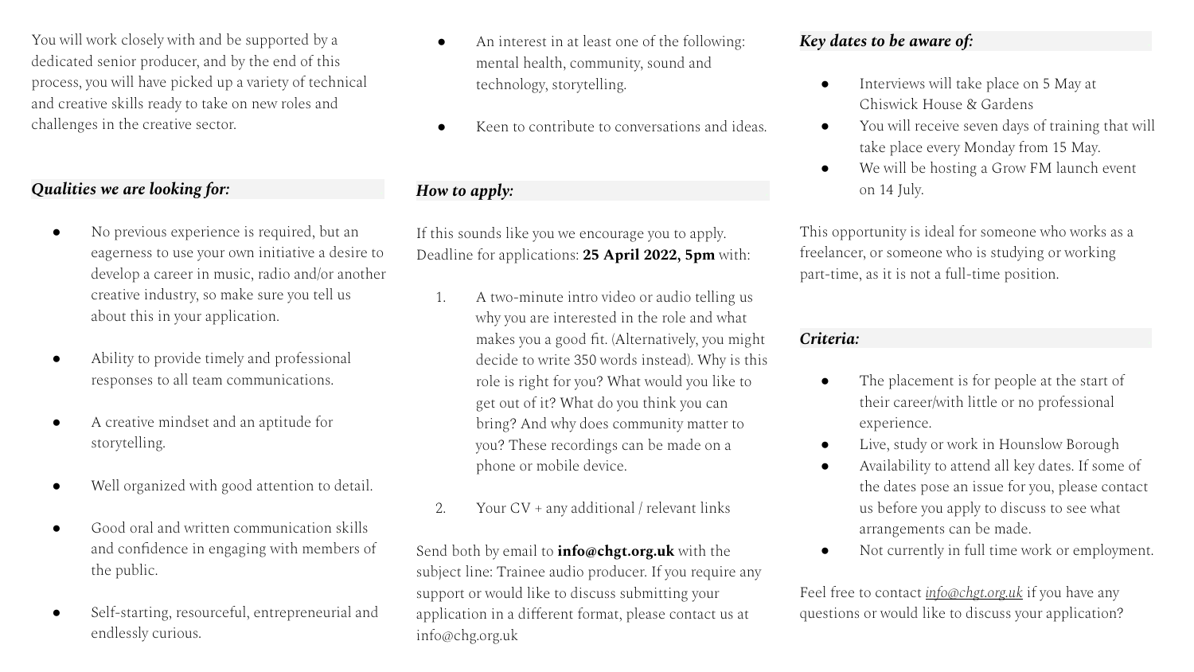You will work closely with and be supported by a dedicated senior producer, and by the end of this process, you will have picked up a variety of technical and creative skills ready to take on new roles and challenges in the creative sector.

### *Qualities we are looking for:*

- No previous experience is required, but an eagerness to use your own initiative a desire to develop a career in music, radio and/or another creative industry, so make sure you tell us about this in your application.
- Ability to provide timely and professional responses to all team communications.
- A creative mindset and an aptitude for storytelling.
- Well organized with good attention to detail.
- Good oral and written communication skills and confidence in engaging with members of the public.
- Self-starting, resourceful, entrepreneurial and endlessly curious.
- An interest in at least one of the following: mental health, community, sound and technology, storytelling.
- Keen to contribute to conversations and ideas.

### *How to apply:*

If this sounds like you we encourage you to apply. Deadline for applications: **25 April 2022, 5pm** with:

1. A two-minute intro video or audio telling us why you are interested in the role and what makes you a good fit. (Alternatively, you might decide to write 350 words instead). Why is this role is right for you? What would you like to get out of it? What do you think you can bring? And why does community matter to you? These recordings can be made on a phone or mobile device.
2. Your CV + any additional / relevant links

Send both by email to **info@chgt.org.uk** with the subject line: Trainee audio producer. If you require any support or would like to discuss submitting your application in a different format, please contact us at info@chg.org.uk

### *Key dates to be aware of:*

- Interviews will take place on 5 May at Chiswick House & Gardens
- You will receive seven days of training that will take place every Monday from 15 May.
- We will be hosting a Grow FM launch event on 14 July.

This opportunity is ideal for someone who works as a freelancer, or someone who is studying or working part-time, as it is not a full-time position.

### *Criteria:*

- The placement is for people at the start of their career/with little or no professional experience.
- Live, study or work in Hounslow Borough
- Availability to attend all key dates. If some of the dates pose an issue for you, please contact us before you apply to discuss to see what arrangements can be made.
- Not currently in full time work or employment.

Feel free to contact *info@chgt.org.uk* if you have any questions or would like to discuss your application?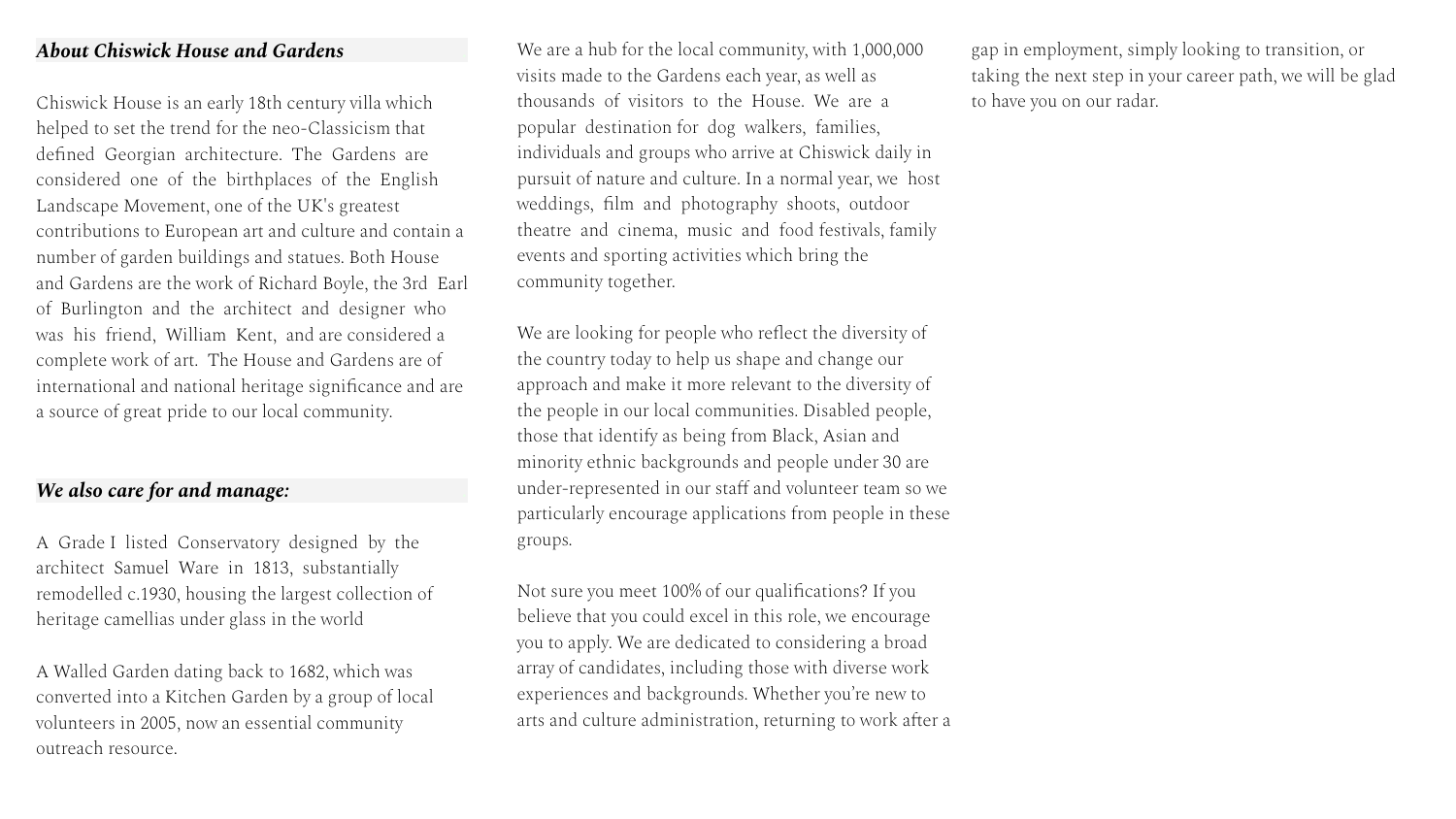## *About Chiswick House and Gardens*

Chiswick House is an early 18th century villa which helped to set the trend for the neo-Classicism that defined Georgian architecture. The Gardens are considered one of the birthplaces of the English Landscape Movement, one of the UK's greatest contributions to European art and culture and contain a number of garden buildings and statues. Both House and Gardens are the work of Richard Boyle, the 3rd Earl of Burlington and the architect and designer who was his friend, William Kent, and are considered a complete work of art. The House and Gardens are of international and national heritage significance and are a source of great pride to our local community.

## *We also care for and manage:*

A Grade I listed Conservatory designed by the architect Samuel Ware in 1813, substantially remodelled c.1930, housing the largest collection of heritage camellias under glass in the world

A Walled Garden dating back to 1682, which was converted into a Kitchen Garden by a group of local volunteers in 2005, now an essential community outreach resource.

We are a hub for the local community, with 1,000,000 visits made to the Gardens each year, as well as thousands of visitors to the House. We are a popular destination for dog walkers, families, individuals and groups who arrive at Chiswick daily in pursuit of nature and culture. In a normal year, we host weddings, film and photography shoots, outdoor theatre and cinema, music and food festivals, family events and sporting activities which bring the community together.

We are looking for people who reflect the diversity of the country today to help us shape and change our approach and make it more relevant to the diversity of the people in our local communities. Disabled people, those that identify as being from Black, Asian and minority ethnic backgrounds and people under 30 are under-represented in our staff and volunteer team so we particularly encourage applications from people in these groups.

Not sure you meet 100% of our qualifications? If you believe that you could excel in this role, we encourage you to apply. We are dedicated to considering a broad array of candidates, including those with diverse work experiences and backgrounds. Whether you're new to arts and culture administration, returning to work after a gap in employment, simply looking to transition, or taking the next step in your career path, we will be glad to have you on our radar.